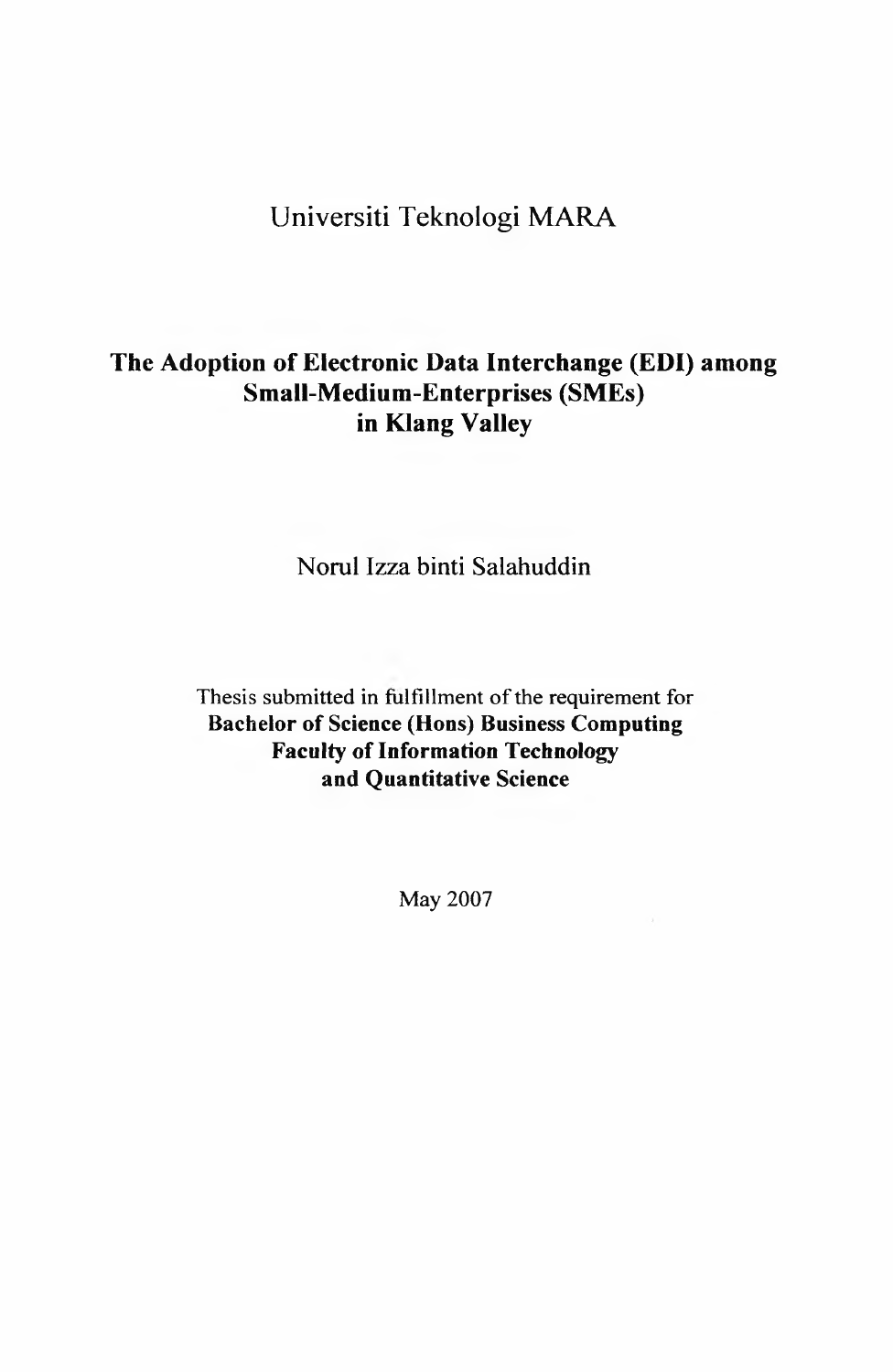Universiti Teknologi MARA

# The Adoption of Electronic Data Interchange (EDI) among Small-Medium-Enterprises (SMEs) in Klang Valley

Norul Izza binti Salahuddin

Thesis submitted in fulfillment of the requirement for
**Bachelor of Science (Hons) Business Computing**
**Faculty of Information Technology**
**and Quantitative Science**

May 2007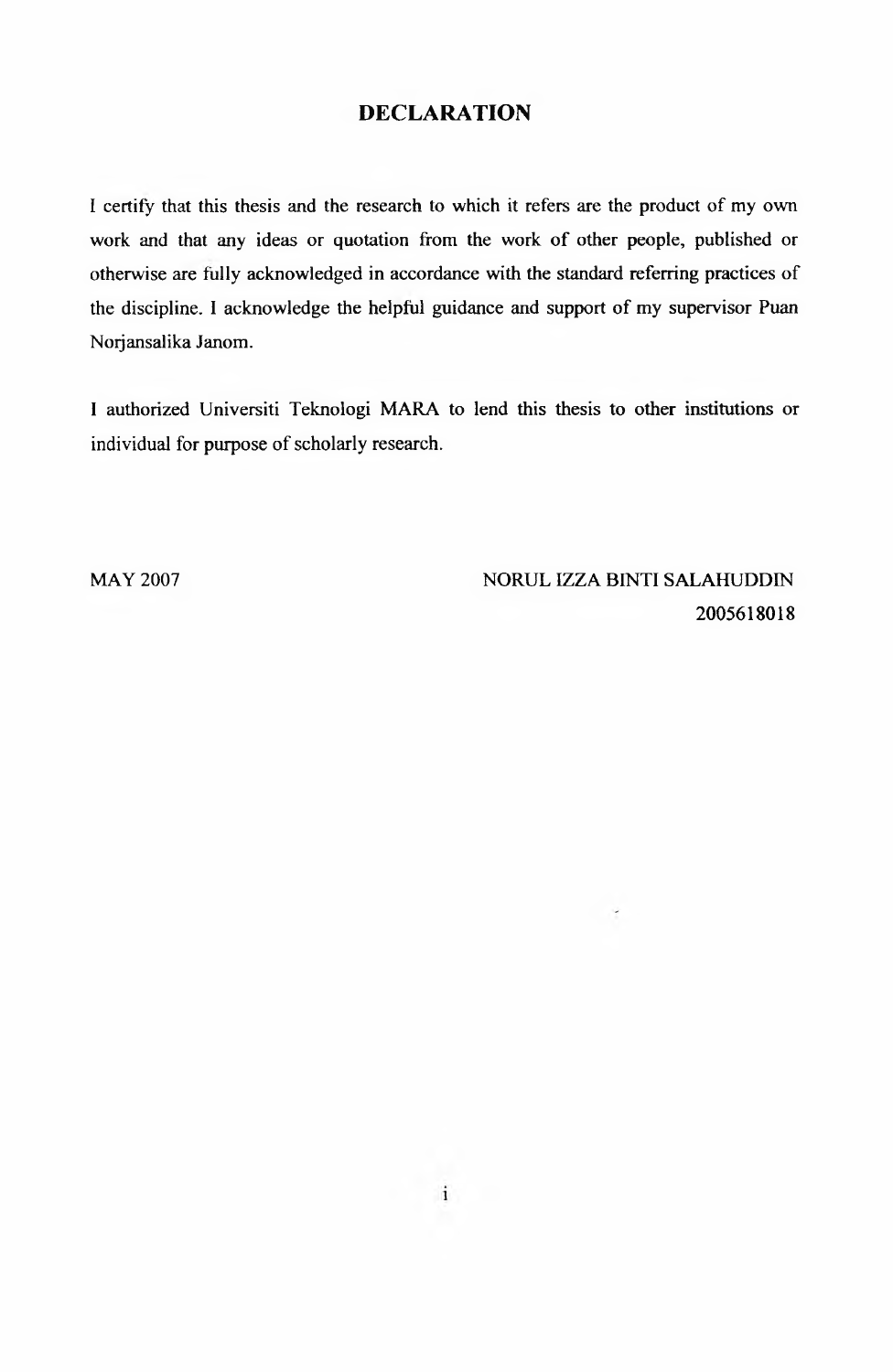# DECLARATION

I certify that this thesis and the research to which it refers are the product of my own work and that any ideas or quotation from the work of other people, published or otherwise are fully acknowledged in accordance with the standard referring practices of the discipline. I acknowledge the helpful guidance and support of my supervisor Puan Norjansalika Janom.

I authorized Universiti Teknologi MARA to lend this thesis to other institutions or individual for purpose of scholarly research.

MAY 2007

NORUL IZZA BINTI SALAHUDDIN
2005618018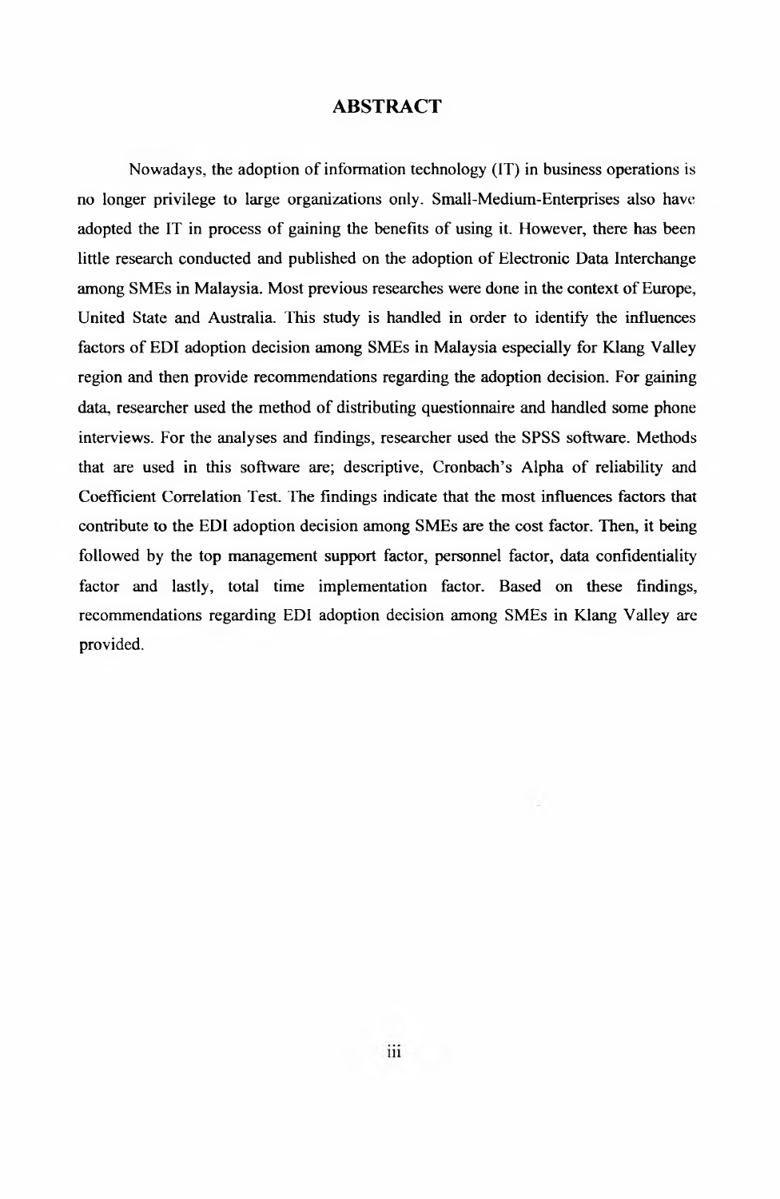# ABSTRACT

Nowadays, the adoption of information technology (IT) in business operations is no longer privilege to large organizations only. Small-Medium-Enterprises also have adopted the IT in process of gaining the benefits of using it. However, there has been little research conducted and published on the adoption of Electronic Data Interchange among SMEs in Malaysia. Most previous researches were done in the context of Europe, United State and Australia. This study is handled in order to identify the influences factors of EDI adoption decision among SMEs in Malaysia especially for Klang Valley region and then provide recommendations regarding the adoption decision. For gaining data, researcher used the method of distributing questionnaire and handled some phone interviews. For the analyses and findings, researcher used the SPSS software. Methods that are used in this software are; descriptive, Cronbach's Alpha of reliability and Coefficient Correlation Test. The findings indicate that the most influences factors that contribute to the EDI adoption decision among SMEs are the cost factor. Then, it being followed by the top management support factor, personnel factor, data confidentiality factor and lastly, total time implementation factor. Based on these findings, recommendations regarding EDI adoption decision among SMEs in Klang Valley are provided.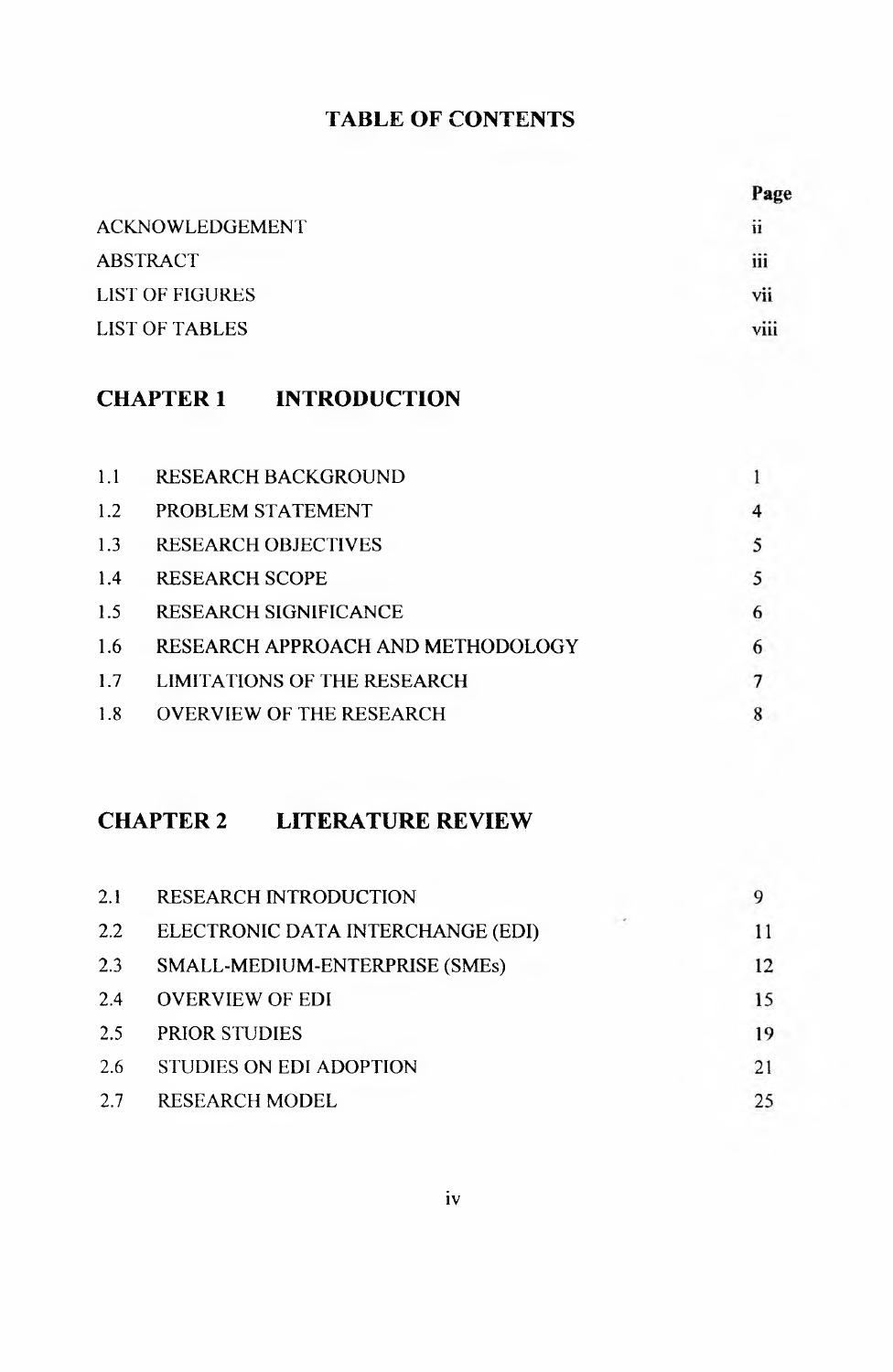# TABLE OF CONTENTS

| | Page |
|---|---|
| ACKNOWLEDGEMENT | ii |
| ABSTRACT | iii |
| LIST OF FIGURES | vii |
| LIST OF TABLES | viii |

## CHAPTER 1 INTRODUCTION

| | | |
|---|---|---|
| 1.1 | RESEARCH BACKGROUND | 1 |
| 1.2 | PROBLEM STATEMENT | 4 |
| 1.3 | RESEARCH OBJECTIVES | 5 |
| 1.4 | RESEARCH SCOPE | 5 |
| 1.5 | RESEARCH SIGNIFICANCE | 6 |
| 1.6 | RESEARCH APPROACH AND METHODOLOGY | 6 |
| 1.7 | LIMITATIONS OF THE RESEARCH | 7 |
| 1.8 | OVERVIEW OF THE RESEARCH | 8 |

## CHAPTER 2 LITERATURE REVIEW

| | | |
|---|---|---|
| 2.1 | RESEARCH INTRODUCTION | 9 |
| 2.2 | ELECTRONIC DATA INTERCHANGE (EDI) | 11 |
| 2.3 | SMALL-MEDIUM-ENTERPRISE (SMEs) | 12 |
| 2.4 | OVERVIEW OF EDI | 15 |
| 2.5 | PRIOR STUDIES | 19 |
| 2.6 | STUDIES ON EDI ADOPTION | 21 |
| 2.7 | RESEARCH MODEL | 25 |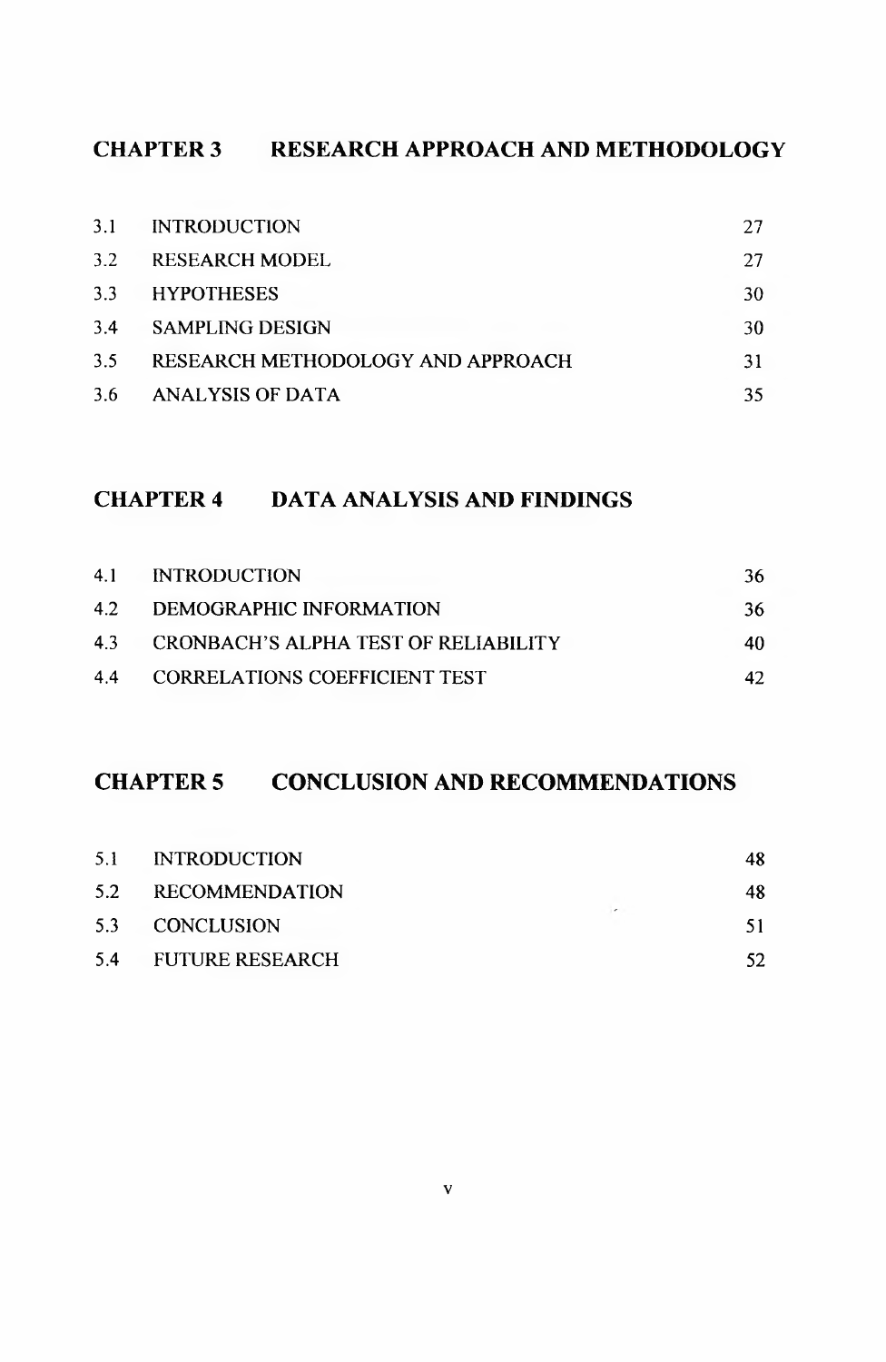## CHAPTER 3 RESEARCH APPROACH AND METHODOLOGY

| | | |
|---|---|---|
| 3.1 | INTRODUCTION | 27 |
| 3.2 | RESEARCH MODEL | 27 |
| 3.3 | HYPOTHESES | 30 |
| 3.4 | SAMPLING DESIGN | 30 |
| 3.5 | RESEARCH METHODOLOGY AND APPROACH | 31 |
| 3.6 | ANALYSIS OF DATA | 35 |

## CHAPTER 4 DATA ANALYSIS AND FINDINGS

| | | |
|---|---|---|
| 4.1 | INTRODUCTION | 36 |
| 4.2 | DEMOGRAPHIC INFORMATION | 36 |
| 4.3 | CRONBACH'S ALPHA TEST OF RELIABILITY | 40 |
| 4.4 | CORRELATIONS COEFFICIENT TEST | 42 |

## CHAPTER 5 CONCLUSION AND RECOMMENDATIONS

| | | |
|---|---|---|
| 5.1 | INTRODUCTION | 48 |
| 5.2 | RECOMMENDATION | 48 |
| 5.3 | CONCLUSION | 51 |
| 5.4 | FUTURE RESEARCH | 52 |